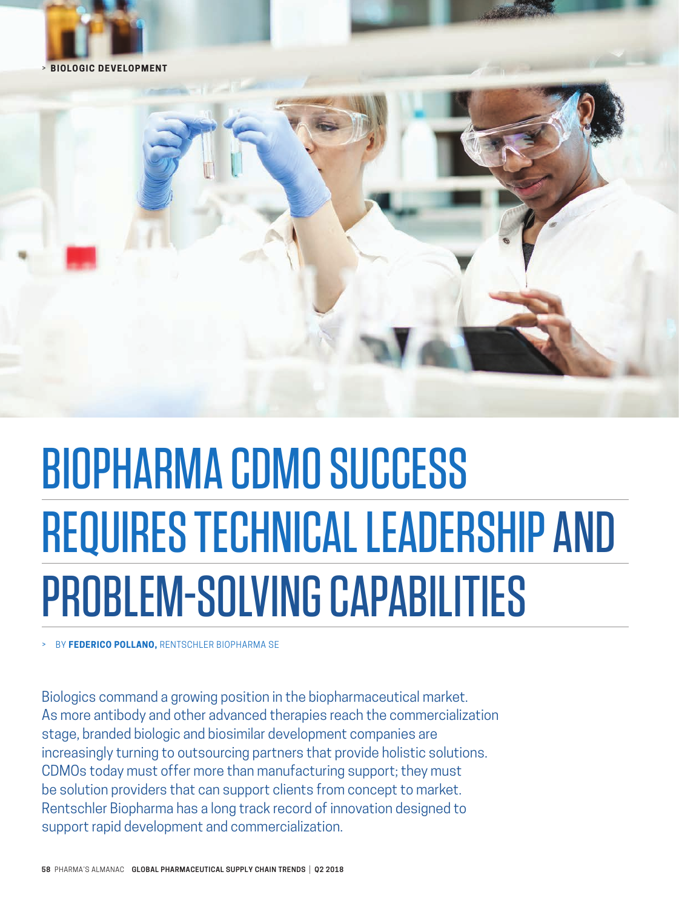> BIOLOGIC DEVELOPMENT

# BIOPHARMA CDMO SUCCESS REQUIRES TECHNICAL LEADERSHIP AND PROBLEM-SOLVING CAPABILITIES

> BY **FEDERICO POLLANO,** RENTSCHLER BIOPHARMA SE

Biologics command a growing position in the biopharmaceutical market. As more antibody and other advanced therapies reach the commercialization stage, branded biologic and biosimilar development companies are increasingly turning to outsourcing partners that provide holistic solutions. CDMOs today must offer more than manufacturing support; they must be solution providers that can support clients from concept to market. Rentschler Biopharma has a long track record of innovation designed to support rapid development and commercialization.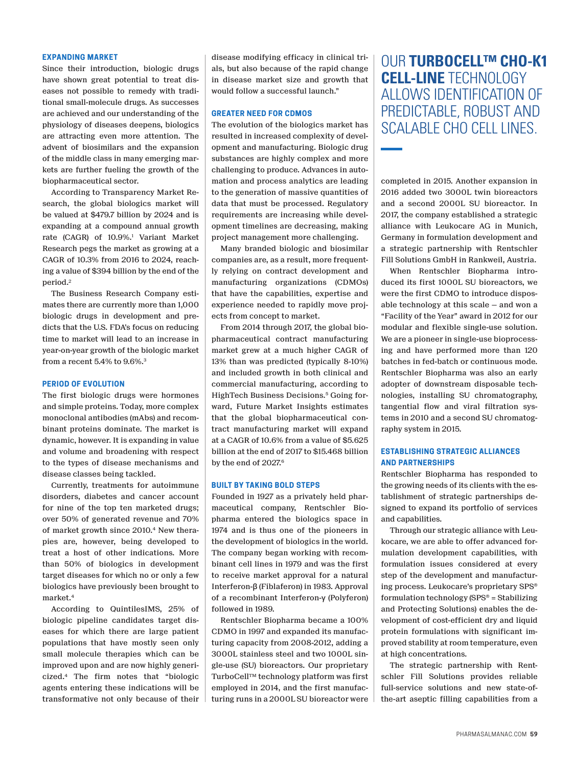## EXPANDING MARKET

Since their introduction, biologic drugs have shown great potential to treat diseases not possible to remedy with traditional small-molecule drugs. As successes are achieved and our understanding of the physiology of diseases deepens, biologics are attracting even more attention. The advent of biosimilars and the expansion of the middle class in many emerging markets are further fueling the growth of the biopharmaceutical sector.

According to Transparency Market Research, the global biologics market will be valued at $479.7 billion by 2024 and is expanding at a compound annual growth rate (CAGR) of 10.9%.[1] Variant Market Research pegs the market as growing at a CAGR of 10.3% from 2016 to 2024, reaching a value of $394 billion by the end of the period.[2]

The Business Research Company estimates there are currently more than 1,000 biologic drugs in development and predicts that the U.S. FDA's focus on reducing time to market will lead to an increase in year-on-year growth of the biologic market from a recent 5.4% to 9.6%.[3]

## PERIOD OF EVOLUTION

The first biologic drugs were hormones and simple proteins. Today, more complex monoclonal antibodies (mAbs) and recombinant proteins dominate. The market is dynamic, however. It is expanding in value and volume and broadening with respect to the types of disease mechanisms and disease classes being tackled.

Currently, treatments for autoimmune disorders, diabetes and cancer account for nine of the top ten marketed drugs; over 50% of generated revenue and 70% of market growth since 2010.[4] New therapies are, however, being developed to treat a host of other indications. More than 50% of biologics in development target diseases for which no or only a few biologics have previously been brought to market.[4]

According to QuintilesIMS, 25% of biologic pipeline candidates target diseases for which there are large patient populations that have mostly seen only small molecule therapies which can be improved upon and are now highly genericized.[4] The firm notes that "biologic agents entering these indications will be transformative not only because of their disease modifying efficacy in clinical trials, but also because of the rapid change in disease market size and growth that would follow a successful launch."

## GREATER NEED FOR CDMOS

The evolution of the biologics market has resulted in increased complexity of development and manufacturing. Biologic drug substances are highly complex and more challenging to produce. Advances in automation and process analytics are leading to the generation of massive quantities of data that must be processed. Regulatory requirements are increasing while development timelines are decreasing, making project management more challenging.

Many branded biologic and biosimilar companies are, as a result, more frequently relying on contract development and manufacturing organizations (CDMOs) that have the capabilities, expertise and experience needed to rapidly move projects from concept to market.

From 2014 through 2017, the global biopharmaceutical contract manufacturing market grew at a much higher CAGR of 13% than was predicted (typically 8-10%) and included growth in both clinical and commercial manufacturing, according to HighTech Business Decisions.[5] Going forward, Future Market Insights estimates that the global biopharmaceutical contract manufacturing market will expand at a CAGR of 10.6% from a value of $5.625 billion at the end of 2017 to $15.468 billion by the end of 2027.[6]

## BUILT BY TAKING BOLD STEPS

Founded in 1927 as a privately held pharmaceutical company, Rentschler Biopharma entered the biologics space in 1974 and is thus one of the pioneers in the development of biologics in the world. The company began working with recombinant cell lines in 1979 and was the first to receive market approval for a natural Interferon-β (Fiblaferon) in 1983. Approval of a recombinant Interferon-γ (Polyferon) followed in 1989.

Rentschler Biopharma became a 100% CDMO in 1997 and expanded its manufacturing capacity from 2008-2012, adding a 3000L stainless steel and two 1000L single-use (SU) bioreactors. Our proprietary TurboCell™ technology platform was first employed in 2014, and the first manufacturing runs in a 2000L SU bioreactor were completed in 2015. Another expansion in 2016 added two 3000L twin bioreactors and a second 2000L SU bioreactor. In 2017, the company established a strategic alliance with Leukocare AG in Munich, Germany in formulation development and a strategic partnership with Rentschler Fill Solutions GmbH in Rankweil, Austria.

> OUR **TURBOCELL™ CHO-K1 CELL-LINE** TECHNOLOGY ALLOWS IDENTIFICATION OF PREDICTABLE, ROBUST AND SCALABLE CHO CELL LINES.

When Rentschler Biopharma introduced its first 1000L SU bioreactors, we were the first CDMO to introduce disposable technology at this scale — and won a "Facility of the Year" award in 2012 for our modular and flexible single-use solution. We are a pioneer in single-use bioprocessing and have performed more than 120 batches in fed-batch or continuous mode. Rentschler Biopharma was also an early adopter of downstream disposable technologies, installing SU chromatography, tangential flow and viral filtration systems in 2010 and a second SU chromatography system in 2015.

## ESTABLISHING STRATEGIC ALLIANCES AND PARTNERSHIPS

Rentschler Biopharma has responded to the growing needs of its clients with the establishment of strategic partnerships designed to expand its portfolio of services and capabilities.

Through our strategic alliance with Leukocare, we are able to offer advanced formulation development capabilities, with formulation issues considered at every step of the development and manufacturing process. Leukocare's proprietary SPS® formulation technology (SPS® = Stabilizing and Protecting Solutions) enables the development of cost-efficient dry and liquid protein formulations with significant improved stability at room temperature, even at high concentrations.

The strategic partnership with Rentschler Fill Solutions provides reliable full-service solutions and new state-of-the-art aseptic filling capabilities from a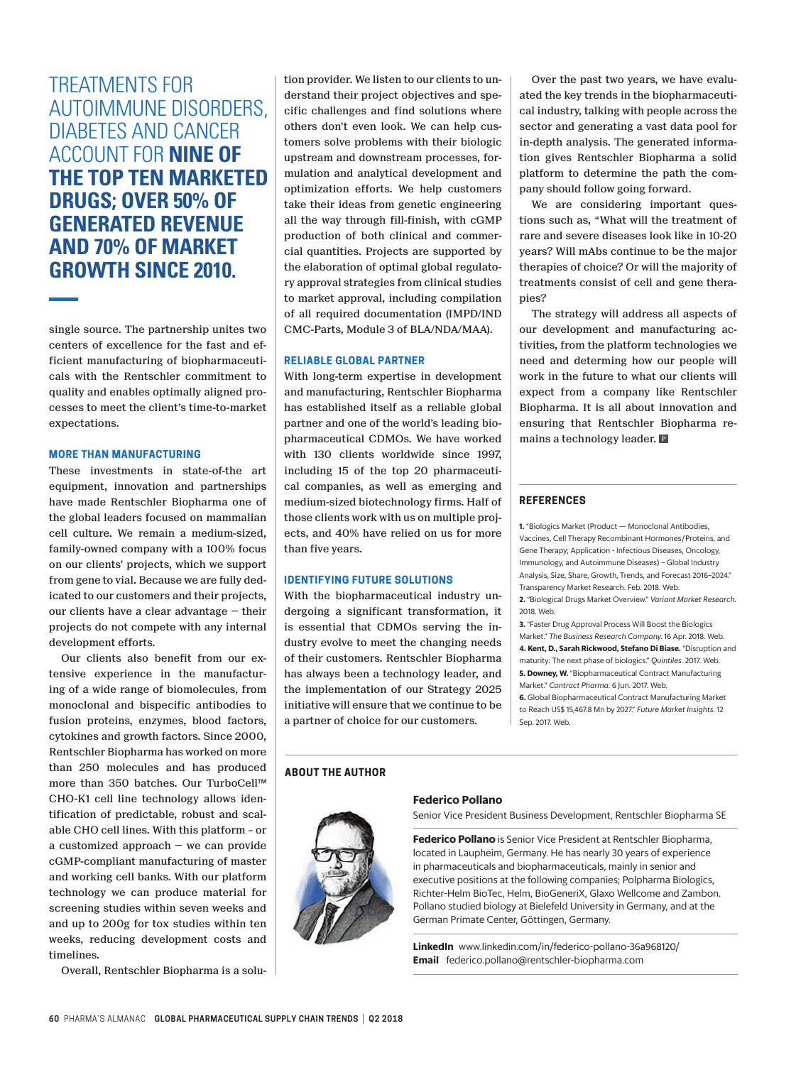**TREATMENTS FOR AUTOIMMUNE DISORDERS, DIABETES AND CANCER ACCOUNT FOR NINE OF THE TOP TEN MARKETED DRUGS; OVER 50% OF GENERATED REVENUE AND 70% OF MARKET GROWTH SINCE 2010.**

single source. The partnership unites two centers of excellence for the fast and efficient manufacturing of biopharmaceuticals with the Rentschler commitment to quality and enables optimally aligned processes to meet the client's time-to-market expectations.

### MORE THAN MANUFACTURING

These investments in state-of-the art equipment, innovation and partnerships have made Rentschler Biopharma one of the global leaders focused on mammalian cell culture. We remain a medium-sized, family-owned company with a 100% focus on our clients' projects, which we support from gene to vial. Because we are fully dedicated to our customers and their projects, our clients have a clear advantage — their projects do not compete with any internal development efforts.

Our clients also benefit from our extensive experience in the manufacturing of a wide range of biomolecules, from monoclonal and bispecific antibodies to fusion proteins, enzymes, blood factors, cytokines and growth factors. Since 2000, Rentschler Biopharma has worked on more than 250 molecules and has produced more than 350 batches. Our TurboCell™ CHO-K1 cell line technology allows identification of predictable, robust and scalable CHO cell lines. With this platform – or a customized approach — we can provide cGMP-compliant manufacturing of master and working cell banks. With our platform technology we can produce material for screening studies within seven weeks and and up to 200g for tox studies within ten weeks, reducing development costs and timelines.

Overall, Rentschler Biopharma is a solution provider. We listen to our clients to understand their project objectives and specific challenges and find solutions where others don't even look. We can help customers solve problems with their biologic upstream and downstream processes, formulation and analytical development and optimization efforts. We help customers take their ideas from genetic engineering all the way through fill-finish, with cGMP production of both clinical and commercial quantities. Projects are supported by the elaboration of optimal global regulatory approval strategies from clinical studies to market approval, including compilation of all required documentation (IMPD/IND CMC-Parts, Module 3 of BLA/NDA/MAA).

### RELIABLE GLOBAL PARTNER

With long-term expertise in development and manufacturing, Rentschler Biopharma has established itself as a reliable global partner and one of the world's leading biopharmaceutical CDMOs. We have worked with 130 clients worldwide since 1997, including 15 of the top 20 pharmaceutical companies, as well as emerging and medium-sized biotechnology firms. Half of those clients work with us on multiple projects, and 40% have relied on us for more than five years.

### IDENTIFYING FUTURE SOLUTIONS

With the biopharmaceutical industry undergoing a significant transformation, it is essential that CDMOs serving the industry evolve to meet the changing needs of their customers. Rentschler Biopharma has always been a technology leader, and the implementation of our Strategy 2025 initiative will ensure that we continue to be a partner of choice for our customers.

Over the past two years, we have evaluated the key trends in the biopharmaceutical industry, talking with people across the sector and generating a vast data pool for in-depth analysis. The generated information gives Rentschler Biopharma a solid platform to determine the path the company should follow going forward.

We are considering important questions such as, "What will the treatment of rare and severe diseases look like in 10-20 years? Will mAbs continue to be the major therapies of choice? Or will the majority of treatments consist of cell and gene therapies?

The strategy will address all aspects of our development and manufacturing activities, from the platform technologies we need and determing how our people will work in the future to what our clients will expect from a company like Rentschler Biopharma. It is all about innovation and ensuring that Rentschler Biopharma remains a technology leader.

### REFERENCES

1. "Biologics Market (Product — Monoclonal Antibodies, Vaccines, Cell Therapy Recombinant Hormones/Proteins, and Gene Therapy; Application - Infectious Diseases, Oncology, Immunology, and Autoimmune Diseases) – Global Industry Analysis, Size, Share, Growth, Trends, and Forecast 2016–2024." Transparency Market Research. Feb. 2018. Web.
2. "Biological Drugs Market Overview." *Variant Market Research.* 2018. Web.
3. "Faster Drug Approval Process Will Boost the Biologics Market." *The Business Research Company.* 16 Apr. 2018. Web.
4. **Kent, D., Sarah Rickwood, Stefano Di Biase.** "Disruption and maturity: The next phase of biologics." *Quintiles.* 2017. Web.
5. **Downey, W.** "Biopharmaceutical Contract Manufacturing Market." *Contract Pharma.* 6 Jun. 2017. Web.
6. Global Biopharmaceutical Contract Manufacturing Market to Reach US$ 15,467.8 Mn by 2027." *Future Market Insights.* 12 Sep. 2017. Web.

### ABOUT THE AUTHOR

**Federico Pollano**

Senior Vice President Business Development, Rentschler Biopharma SE

**Federico Pollano** is Senior Vice President at Rentschler Biopharma, located in Laupheim, Germany. He has nearly 30 years of experience in pharmaceuticals and biopharmaceuticals, mainly in senior and executive positions at the following companies; Polpharma Biologics, Richter-Helm BioTec, Helm, BioGeneriX, Glaxo Wellcome and Zambon. Pollano studied biology at Bielefeld University in Germany, and at the German Primate Center, Göttingen, Germany.

**LinkedIn** www.linkedin.com/in/federico-pollano-36a968120/
**Email** federico.pollano@rentschler-biopharma.com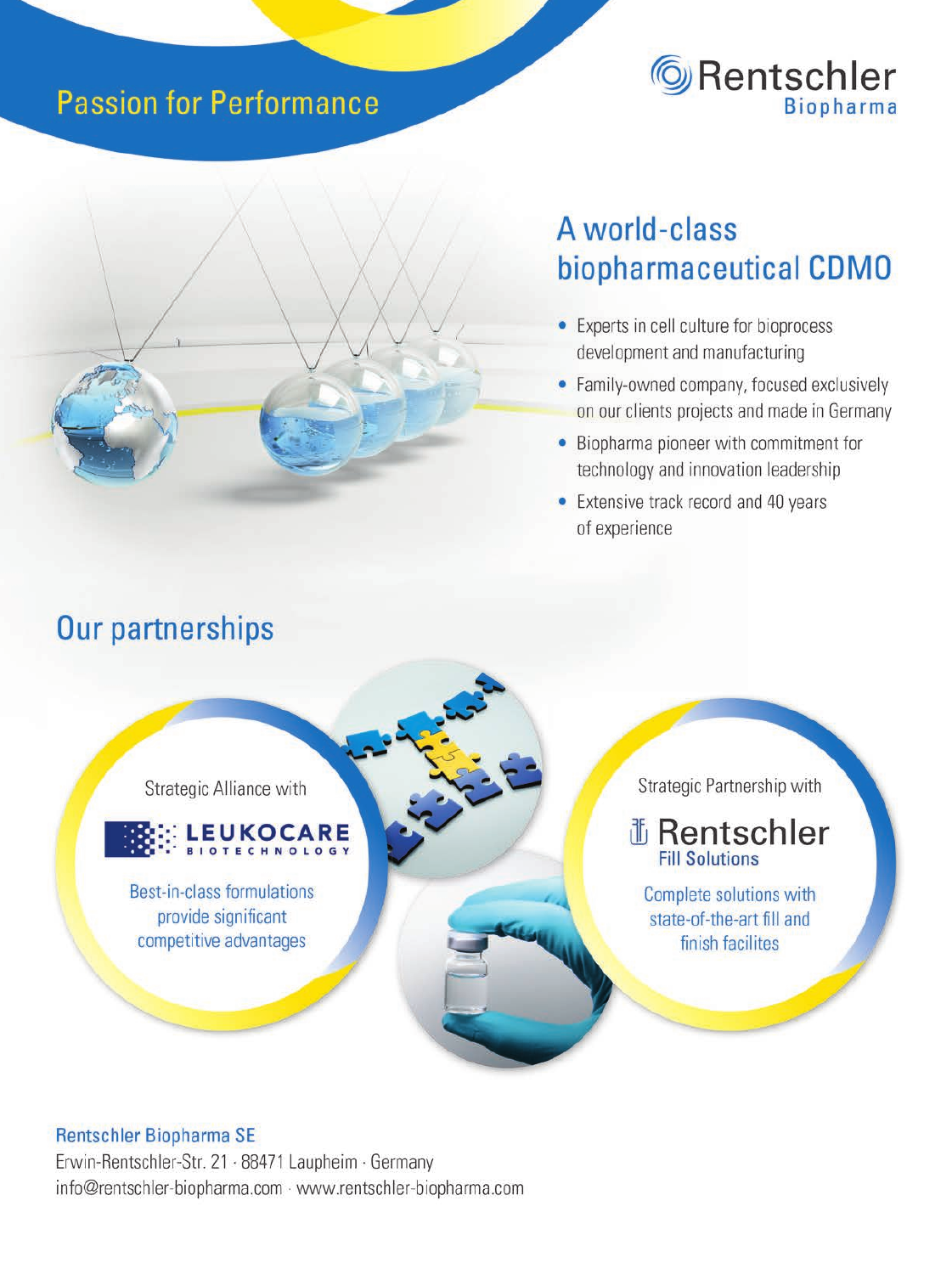## Passion for Performance

Rentschler Biopharma

# A world-class biopharmaceutical CDMO

- Experts in cell culture for bioprocess development and manufacturing
- Family-owned company, focused exclusively on our clients projects and made in Germany
- Biopharma pioneer with commitment for technology and innovation leadership
- Extensive track record and 40 years of experience

## Our partnerships

Strategic Alliance with

LEUKOCARE BIOTECHNOLOGY

Best-in-class formulations provide significant competitive advantages

Strategic Partnership with

Rentschler Fill Solutions

Complete solutions with state-of-the-art fill and finish facilites

**Rentschler Biopharma SE**
Erwin-Rentschler-Str. 21 · 88471 Laupheim · Germany
info@rentschler-biopharma.com · www.rentschler-biopharma.com